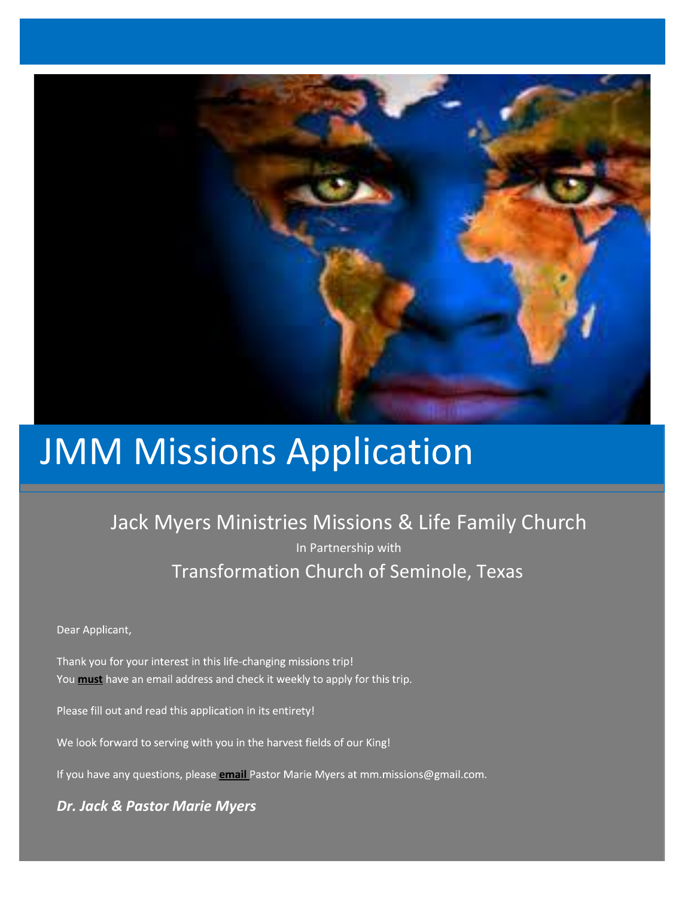# JMM Missions Application

## Jack Myers Ministries Missions & Life Family Church

In Partnership with

### Transformation Church of Seminole, Texas

Dear Applicant,

Thank you for your interest in this life-changing missions trip!
You **must** have an email address and check it weekly to apply for this trip.

Please fill out and read this application in its entirety!

We look forward to serving with you in the harvest fields of our King!

If you have any questions, please **email** Pastor Marie Myers at mm.missions@gmail.com.

***Dr. Jack & Pastor Marie Myers***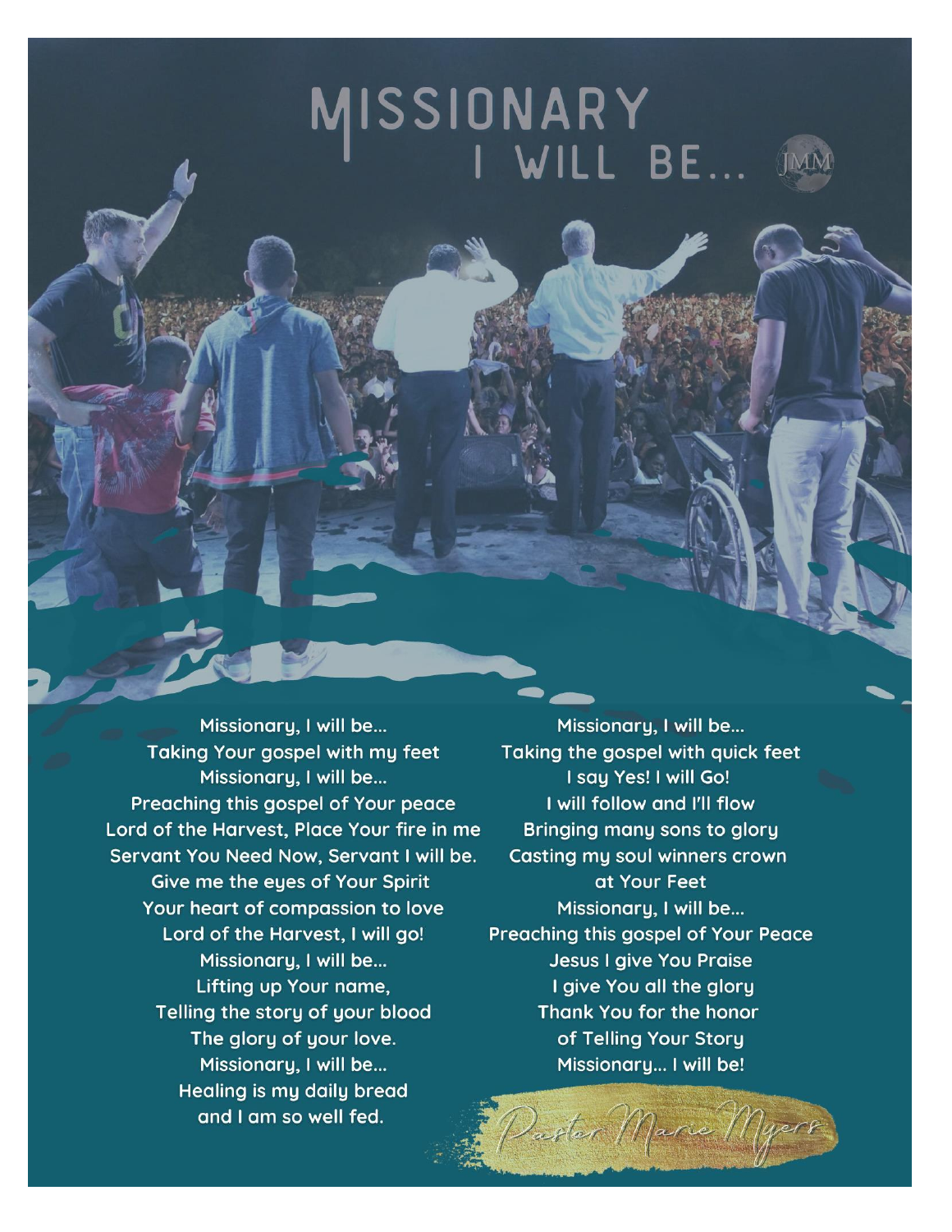# Missionary I Will Be...

Missionary, I will be...
Taking Your gospel with my feet
Missionary, I will be...
Preaching this gospel of Your peace
Lord of the Harvest, Place Your fire in me
Servant You Need Now, Servant I will be.
Give me the eyes of Your Spirit
Your heart of compassion to love
Lord of the Harvest, I will go!
Missionary, I will be...
Lifting up Your name,
Telling the story of your blood
The glory of your love.
Missionary, I will be...
Healing is my daily bread
and I am so well fed.

Missionary, I will be...
Taking the gospel with quick feet
I say Yes! I will Go!
I will follow and I'll flow
Bringing many sons to glory
Casting my soul winners crown
at Your Feet
Missionary, I will be...
Preaching this gospel of Your Peace
Jesus I give You Praise
I give You all the glory
Thank You for the honor
of Telling Your Story
Missionary... I will be!

*Pastor Marie Myers*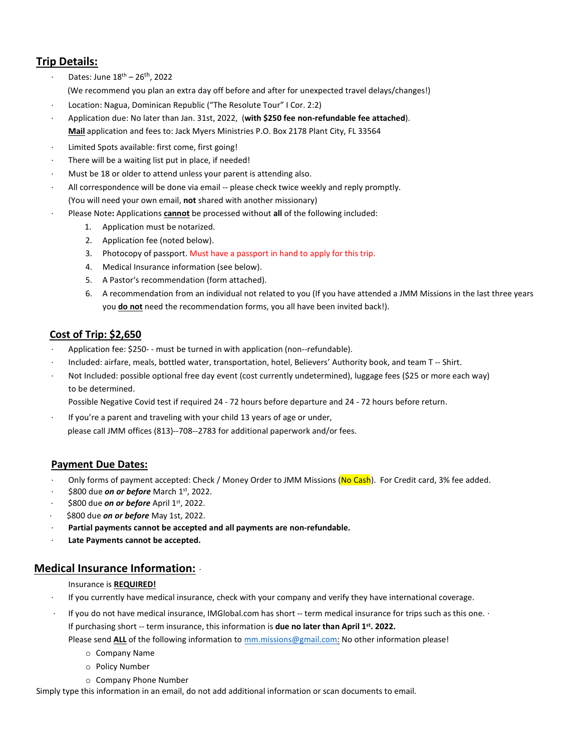## Trip Details:

- Dates: June 18th – 26th, 2022
  (We recommend you plan an extra day off before and after for unexpected travel delays/changes!)
- Location: Nagua, Dominican Republic ("The Resolute Tour" I Cor. 2:2)
- Application due: No later than Jan. 31st, 2022, (**with $250 fee non-refundable fee attached**).
  **Mail** application and fees to: Jack Myers Ministries P.O. Box 2178 Plant City, FL 33564
- Limited Spots available: first come, first going!
- There will be a waiting list put in place, if needed!
- Must be 18 or older to attend unless your parent is attending also.
- All correspondence will be done via email -- please check twice weekly and reply promptly.
  (You will need your own email, **not** shared with another missionary)
- Please Note**:** Applications **cannot** be processed without **all** of the following included:
  1. Application must be notarized.
  2. Application fee (noted below).
  3. Photocopy of passport. Must have a passport in hand to apply for this trip.
  4. Medical Insurance information (see below).
  5. A Pastor's recommendation (form attached).
  6. A recommendation from an individual not related to you (If you have attended a JMM Missions in the last three years you **do not** need the recommendation forms, you all have been invited back!).

## Cost of Trip: $2,650

- Application fee: $250- - must be turned in with application (non--refundable).
- Included: airfare, meals, bottled water, transportation, hotel, Believers' Authority book, and team T -- Shirt.
- Not Included: possible optional free day event (cost currently undetermined), luggage fees ($25 or more each way) to be determined.
  Possible Negative Covid test if required 24 - 72 hours before departure and 24 - 72 hours before return.
- If you're a parent and traveling with your child 13 years of age or under, please call JMM offices (813)--708--2783 for additional paperwork and/or fees.

## Payment Due Dates:

- Only forms of payment accepted: Check / Money Order to JMM Missions (No Cash). For Credit card, 3% fee added.
- $800 due ***on or before*** March 1st, 2022.
- $800 due ***on or before*** April 1st, 2022.
- $800 due ***on or before*** May 1st, 2022.
- **Partial payments cannot be accepted and all payments are non-refundable.**
- **Late Payments cannot be accepted.**

## Medical Insurance Information:

Insurance is **REQUIRED!**

- If you currently have medical insurance, check with your company and verify they have international coverage.
- If you do not have medical insurance, IMGlobal.com has short -- term medical insurance for trips such as this one.
  If purchasing short -- term insurance, this information is **due no later than April 1st. 2022.**
  Please send **ALL** of the following information to mm.missions@gmail.com: No other information please!
  - Company Name
  - Policy Number
  - Company Phone Number

Simply type this information in an email, do not add additional information or scan documents to email.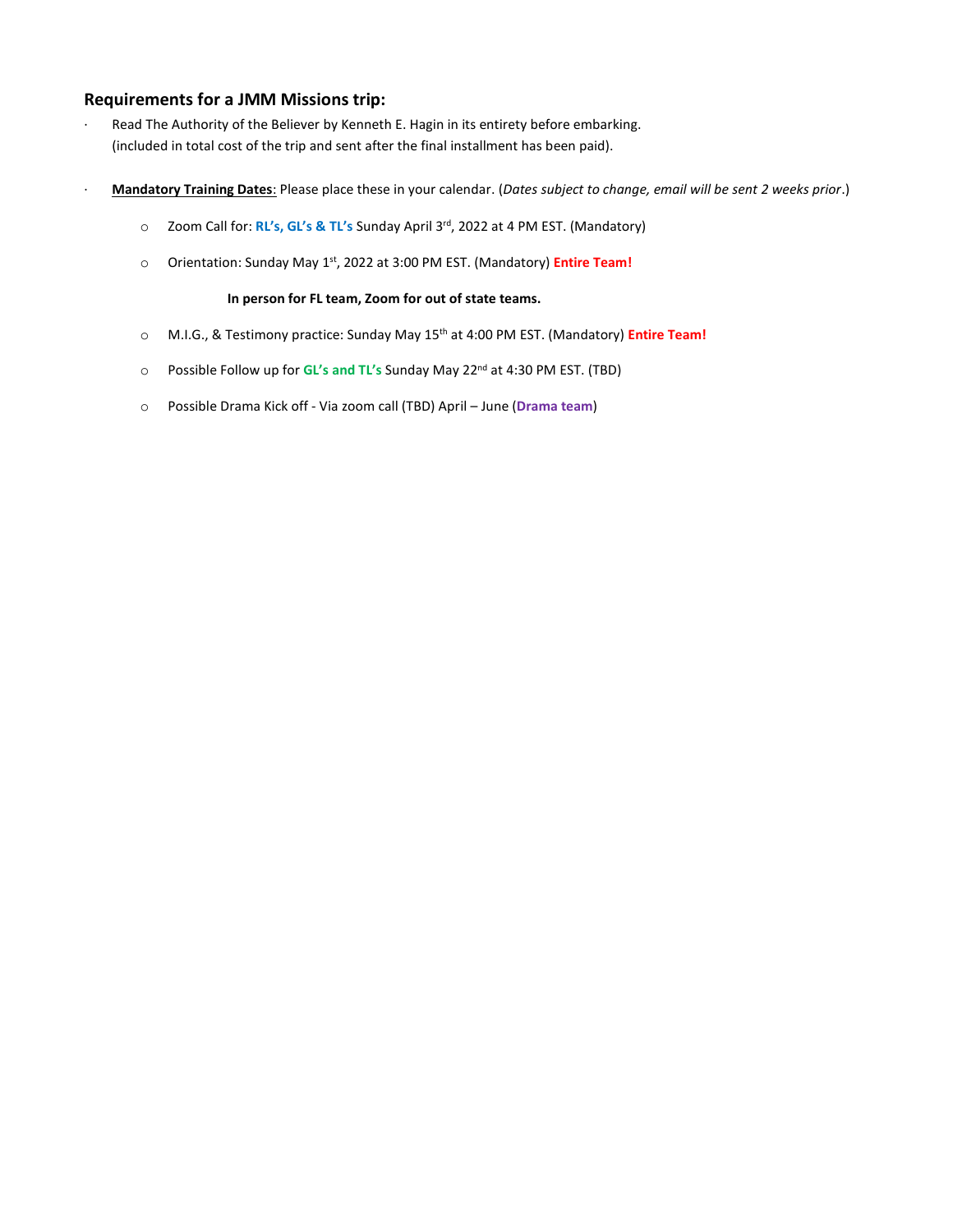## Requirements for a JMM Missions trip:

- Read The Authority of the Believer by Kenneth E. Hagin in its entirety before embarking. (included in total cost of the trip and sent after the final installment has been paid).
- **Mandatory Training Dates**: Please place these in your calendar. (*Dates subject to change, email will be sent 2 weeks prior*.)
  - Zoom Call for: **RL's, GL's & TL's** Sunday April 3rd, 2022 at 4 PM EST. (Mandatory)
  - Orientation: Sunday May 1st, 2022 at 3:00 PM EST. (Mandatory) **Entire Team!**

    **In person for FL team, Zoom for out of state teams.**
  - M.I.G., & Testimony practice: Sunday May 15th at 4:00 PM EST. (Mandatory) **Entire Team!**
  - Possible Follow up for **GL's and TL's** Sunday May 22nd at 4:30 PM EST. (TBD)
  - Possible Drama Kick off - Via zoom call (TBD) April – June (**Drama team**)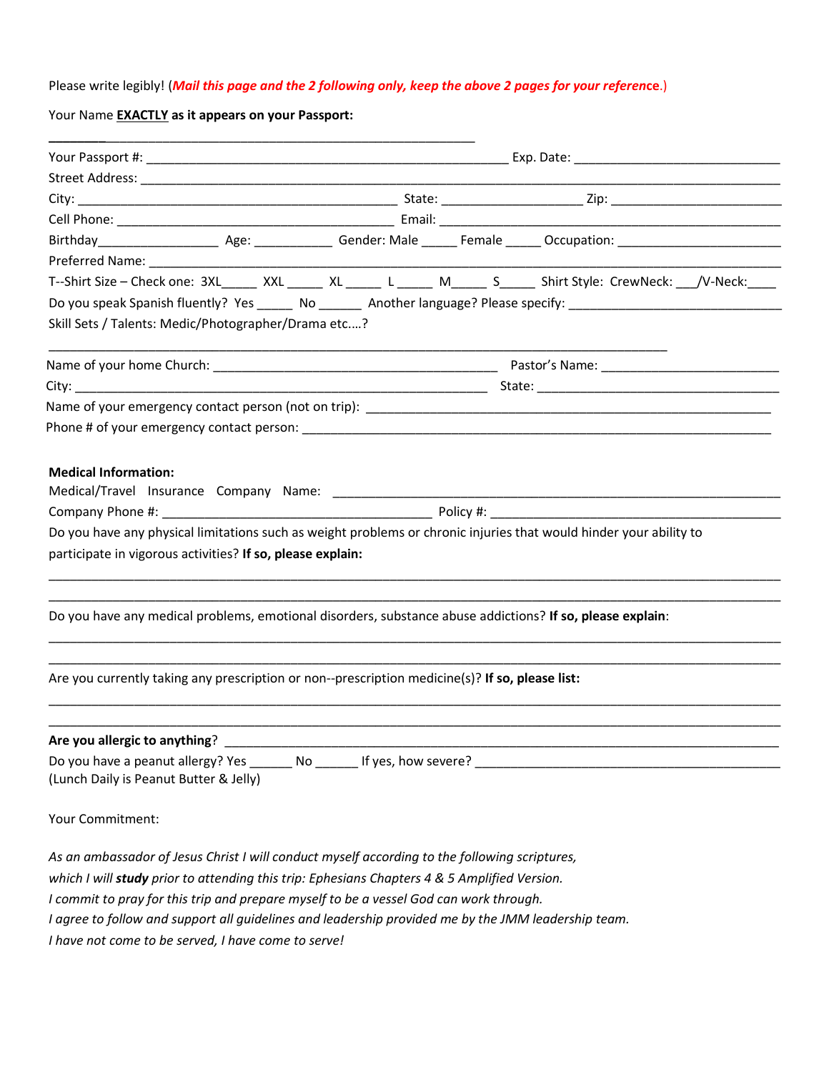Please write legibly! (*Mail this page and the 2 following only, keep the above 2 pages for your reference*.)

Your Name **EXACTLY** as it appears on your Passport:

________________________________________________________________

Your Passport #: ______________________________________________________ Exp. Date: ______________________________

Street Address: ______________________________________________________________________________________________

City: ______________________________________________ State: ____________________ Zip: _________________________

Cell Phone: _________________________________________ Email: __________________________________________________

Birthday_________________ Age: ___________ Gender: Male _____ Female _____ Occupation: ________________________

Preferred Name: _______________________________________________________________________________________

T--Shirt Size – Check one: 3XL_____ XXL _____ XL _____ L _____ M_____ S_____ Shirt Style: CrewNeck: ___/V-Neck:____

Do you speak Spanish fluently? Yes _____ No ______ Another language? Please specify: _______________________________

Skill Sets / Talents: Medic/Photographer/Drama etc.…?

___________________________________________________________________________________________

Name of your home Church: __________________________________________ Pastor's Name: __________________________

City: _____________________________________________________________ State: ___________________________________

Name of your emergency contact person (not on trip): ______________________________________________________________

Phone # of your emergency contact person: ______________________________________________________________________

**Medical Information:**

Medical/Travel Insurance Company Name: _________________________________________________________________

Company Phone #: ______________________________________ Policy #: __________________________________________

Do you have any physical limitations such as weight problems or chronic injuries that would hinder your ability to participate in vigorous activities? **If so, please explain:**

____________________________________________________________________________________________________

____________________________________________________________________________________________________

Do you have any medical problems, emotional disorders, substance abuse addictions? **If so, please explain**:

____________________________________________________________________________________________________

____________________________________________________________________________________________________

Are you currently taking any prescription or non--prescription medicine(s)? **If so, please list:**

____________________________________________________________________________________________________

____________________________________________________________________________________________________

**Are you allergic to anything**? ____________________________________________________________________________

Do you have a peanut allergy? Yes ______ No ______ If yes, how severe? ___________________________________________
(Lunch Daily is Peanut Butter & Jelly)

Your Commitment:

*As an ambassador of Jesus Christ I will conduct myself according to the following scriptures,*
*which I will* ***study*** *prior to attending this trip: Ephesians Chapters 4 & 5 Amplified Version.*
*I commit to pray for this trip and prepare myself to be a vessel God can work through.*
*I agree to follow and support all guidelines and leadership provided me by the JMM leadership team.*
*I have not come to be served, I have come to serve!*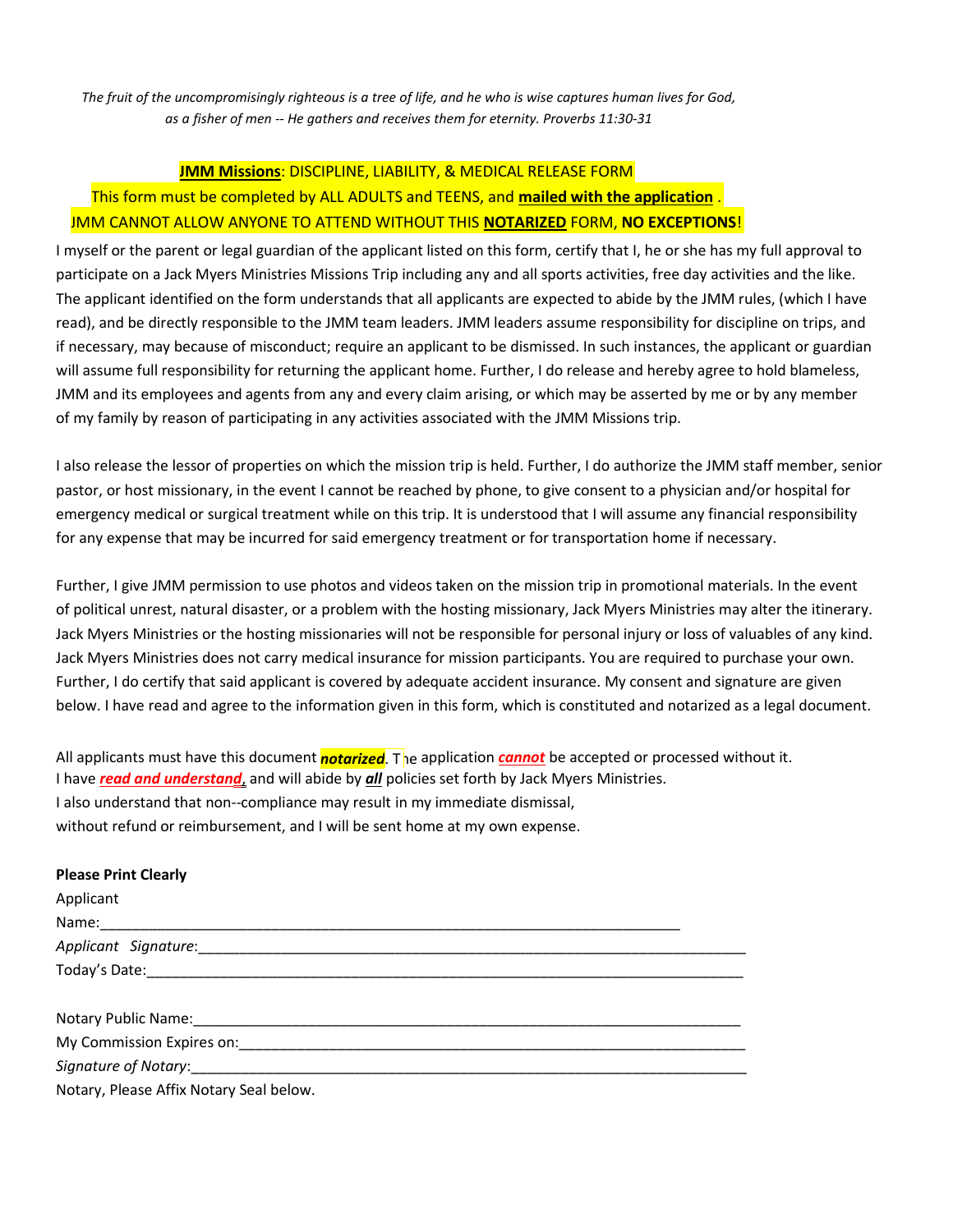*The fruit of the uncompromisingly righteous is a tree of life, and he who is wise captures human lives for God, as a fisher of men -- He gathers and receives them for eternity. Proverbs 11:30-31*

**JMM Missions**: DISCIPLINE, LIABILITY, & MEDICAL RELEASE FORM

This form must be completed by ALL ADULTS and TEENS, and **mailed with the application** .

JMM CANNOT ALLOW ANYONE TO ATTEND WITHOUT THIS **NOTARIZED** FORM, **NO EXCEPTIONS**!

I myself or the parent or legal guardian of the applicant listed on this form, certify that I, he or she has my full approval to participate on a Jack Myers Ministries Missions Trip including any and all sports activities, free day activities and the like. The applicant identified on the form understands that all applicants are expected to abide by the JMM rules, (which I have read), and be directly responsible to the JMM team leaders. JMM leaders assume responsibility for discipline on trips, and if necessary, may because of misconduct; require an applicant to be dismissed. In such instances, the applicant or guardian will assume full responsibility for returning the applicant home. Further, I do release and hereby agree to hold blameless, JMM and its employees and agents from any and every claim arising, or which may be asserted by me or by any member of my family by reason of participating in any activities associated with the JMM Missions trip.

I also release the lessor of properties on which the mission trip is held. Further, I do authorize the JMM staff member, senior pastor, or host missionary, in the event I cannot be reached by phone, to give consent to a physician and/or hospital for emergency medical or surgical treatment while on this trip. It is understood that I will assume any financial responsibility for any expense that may be incurred for said emergency treatment or for transportation home if necessary.

Further, I give JMM permission to use photos and videos taken on the mission trip in promotional materials. In the event of political unrest, natural disaster, or a problem with the hosting missionary, Jack Myers Ministries may alter the itinerary. Jack Myers Ministries or the hosting missionaries will not be responsible for personal injury or loss of valuables of any kind. Jack Myers Ministries does not carry medical insurance for mission participants. You are required to purchase your own. Further, I do certify that said applicant is covered by adequate accident insurance. My consent and signature are given below. I have read and agree to the information given in this form, which is constituted and notarized as a legal document.

All applicants must have this document ***notarized***. The application ***cannot*** be accepted or processed without it.
I have ***read and understand,*** and will abide by ***all*** policies set forth by Jack Myers Ministries.
I also understand that non--compliance may result in my immediate dismissal,
without refund or reimbursement, and I will be sent home at my own expense.

**Please Print Clearly**

Applicant Name:\_\_\_\_\_\_\_\_\_\_\_\_\_\_\_\_\_\_\_\_\_\_\_\_\_\_\_\_\_\_\_\_\_\_\_\_\_\_\_\_\_\_\_\_\_\_\_\_\_\_\_\_\_\_\_\_\_\_\_\_\_\_\_\_\_\_

*Applicant Signature*:\_\_\_\_\_\_\_\_\_\_\_\_\_\_\_\_\_\_\_\_\_\_\_\_\_\_\_\_\_\_\_\_\_\_\_\_\_\_\_\_\_\_\_\_\_\_\_\_\_\_\_\_\_\_\_\_\_\_\_\_\_\_\_\_

Today's Date:\_\_\_\_\_\_\_\_\_\_\_\_\_\_\_\_\_\_\_\_\_\_\_\_\_\_\_\_\_\_\_\_\_\_\_\_\_\_\_\_\_\_\_\_\_\_\_\_\_\_\_\_\_\_\_\_\_\_\_\_\_\_\_\_\_\_\_\_

Notary Public Name:\_\_\_\_\_\_\_\_\_\_\_\_\_\_\_\_\_\_\_\_\_\_\_\_\_\_\_\_\_\_\_\_\_\_\_\_\_\_\_\_\_\_\_\_\_\_\_\_\_\_\_\_\_\_\_\_\_\_\_\_\_\_\_

My Commission Expires on:\_\_\_\_\_\_\_\_\_\_\_\_\_\_\_\_\_\_\_\_\_\_\_\_\_\_\_\_\_\_\_\_\_\_\_\_\_\_\_\_\_\_\_\_\_\_\_\_\_\_\_\_\_\_\_\_\_\_

*Signature of Notary*:\_\_\_\_\_\_\_\_\_\_\_\_\_\_\_\_\_\_\_\_\_\_\_\_\_\_\_\_\_\_\_\_\_\_\_\_\_\_\_\_\_\_\_\_\_\_\_\_\_\_\_\_\_\_\_\_\_\_\_\_\_\_\_\_

Notary, Please Affix Notary Seal below.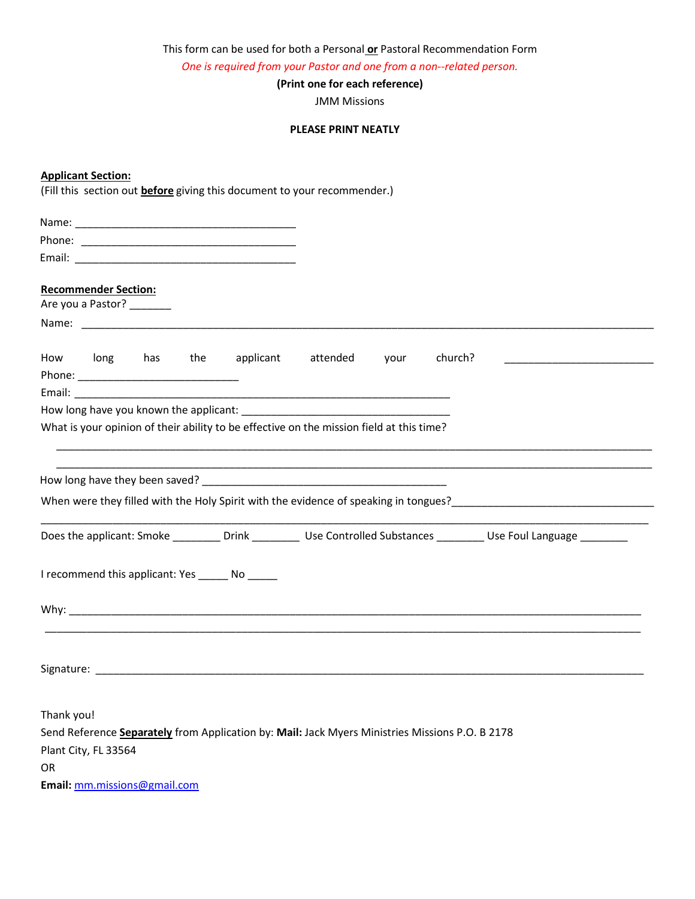This form can be used for both a Personal **or** Pastoral Recommendation Form

*One is required from your Pastor and one from a non--related person.*

**(Print one for each reference)**

JMM Missions

**PLEASE PRINT NEATLY**

**Applicant Section:**

(Fill this section out **before** giving this document to your recommender.)

Name: ______________________________________

Phone: _____________________________________

Email: ______________________________________

**Recommender Section:**

Are you a Pastor? _______

Name: ______________________________________________________________________________________

How long has the applicant attended your church? _________________________

Phone: ___________________________

Email: _______________________________________________________________

How long have you known the applicant: ___________________________________

What is your opinion of their ability to be effective on the mission field at this time?

____________________________________________________________________________________________

____________________________________________________________________________________________

How long have they been saved? __________________________________________

When were they filled with the Holy Spirit with the evidence of speaking in tongues?__________________________________

____________________________________________________________________________________________

Does the applicant: Smoke ________ Drink ________ Use Controlled Substances ________ Use Foul Language ________

I recommend this applicant: Yes _____ No _____

Why: _______________________________________________________________________________________

____________________________________________________________________________________________

Signature: ___________________________________________________________________________________

Thank you!

Send Reference **Separately** from Application by: **Mail:** Jack Myers Ministries Missions P.O. B 2178

Plant City, FL 33564

OR

**Email:** mm.missions@gmail.com